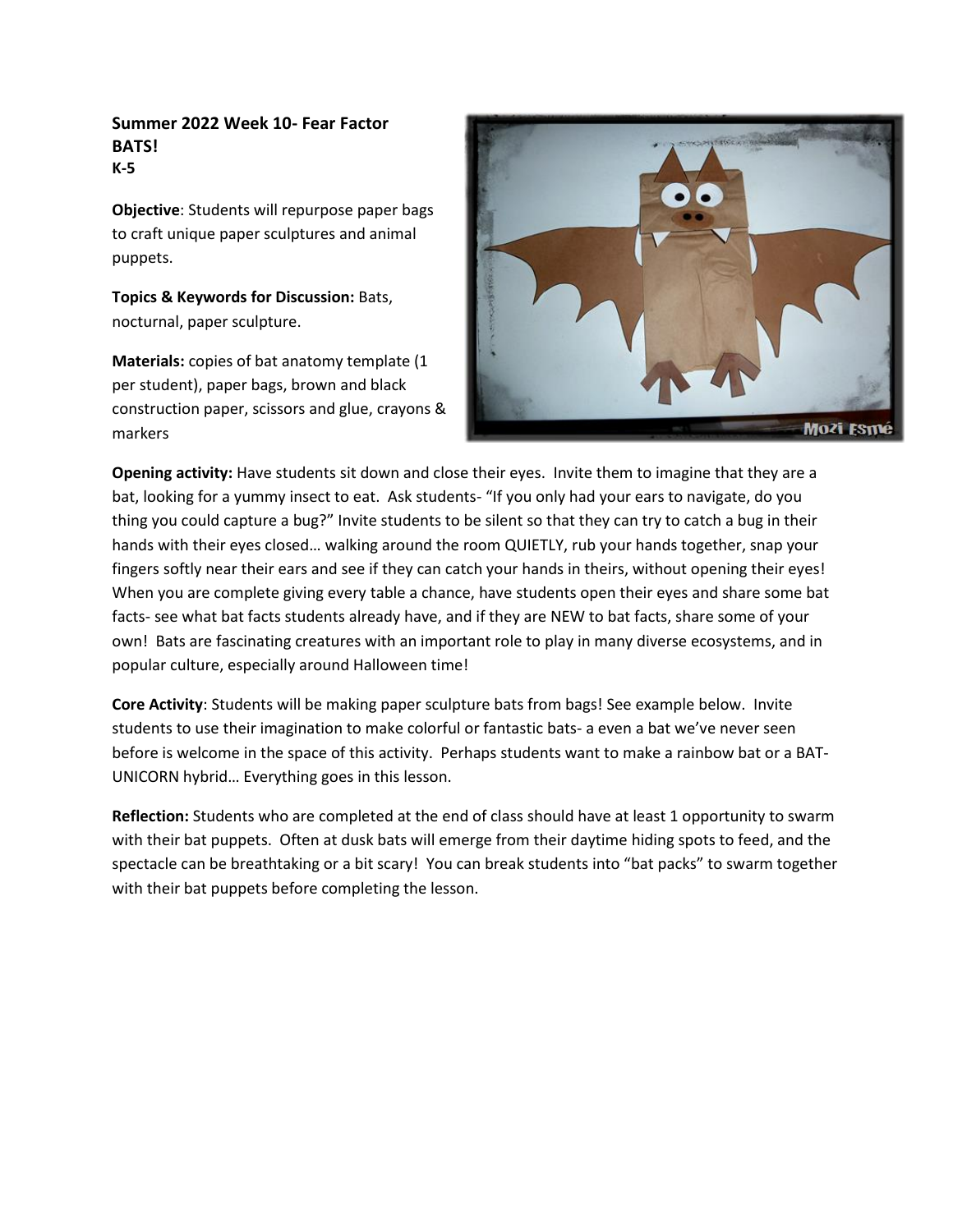**Summer 2022 Week 10- Fear Factor**
**BATS!**
**K-5**

**Objective**: Students will repurpose paper bags to craft unique paper sculptures and animal puppets.

**Topics & Keywords for Discussion:** Bats, nocturnal, paper sculpture.

**Materials:** copies of bat anatomy template (1 per student), paper bags, brown and black construction paper, scissors and glue, crayons & markers

**Opening activity:** Have students sit down and close their eyes. Invite them to imagine that they are a bat, looking for a yummy insect to eat. Ask students- "If you only had your ears to navigate, do you thing you could capture a bug?" Invite students to be silent so that they can try to catch a bug in their hands with their eyes closed… walking around the room QUIETLY, rub your hands together, snap your fingers softly near their ears and see if they can catch your hands in theirs, without opening their eyes! When you are complete giving every table a chance, have students open their eyes and share some bat facts- see what bat facts students already have, and if they are NEW to bat facts, share some of your own! Bats are fascinating creatures with an important role to play in many diverse ecosystems, and in popular culture, especially around Halloween time!

**Core Activity**: Students will be making paper sculpture bats from bags! See example below. Invite students to use their imagination to make colorful or fantastic bats- a even a bat we've never seen before is welcome in the space of this activity. Perhaps students want to make a rainbow bat or a BAT-UNICORN hybrid… Everything goes in this lesson.

**Reflection:** Students who are completed at the end of class should have at least 1 opportunity to swarm with their bat puppets. Often at dusk bats will emerge from their daytime hiding spots to feed, and the spectacle can be breathtaking or a bit scary! You can break students into "bat packs" to swarm together with their bat puppets before completing the lesson.